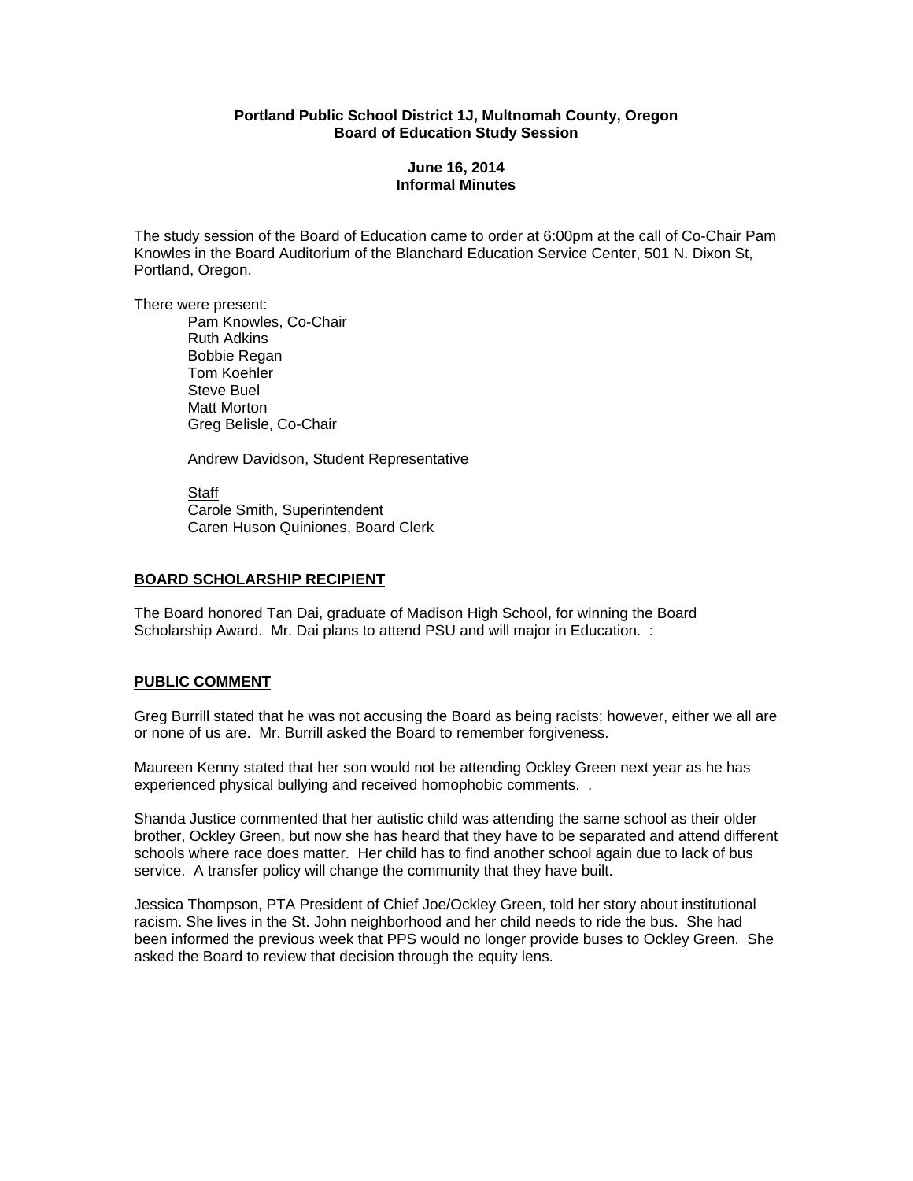**Portland Public School District 1J, Multnomah County, Oregon**
**Board of Education Study Session**

**June 16, 2014**
**Informal Minutes**

The study session of the Board of Education came to order at 6:00pm at the call of Co-Chair Pam Knowles in the Board Auditorium of the Blanchard Education Service Center, 501 N. Dixon St, Portland, Oregon.

There were present:

Pam Knowles, Co-Chair
Ruth Adkins
Bobbie Regan
Tom Koehler
Steve Buel
Matt Morton
Greg Belisle, Co-Chair

Andrew Davidson, Student Representative

<u>Staff</u>
Carole Smith, Superintendent
Caren Huson Quiniones, Board Clerk

## BOARD SCHOLARSHIP RECIPIENT

The Board honored Tan Dai, graduate of Madison High School, for winning the Board Scholarship Award. Mr. Dai plans to attend PSU and will major in Education. :

## PUBLIC COMMENT

Greg Burrill stated that he was not accusing the Board as being racists; however, either we all are or none of us are. Mr. Burrill asked the Board to remember forgiveness.

Maureen Kenny stated that her son would not be attending Ockley Green next year as he has experienced physical bullying and received homophobic comments. .

Shanda Justice commented that her autistic child was attending the same school as their older brother, Ockley Green, but now she has heard that they have to be separated and attend different schools where race does matter. Her child has to find another school again due to lack of bus service. A transfer policy will change the community that they have built.

Jessica Thompson, PTA President of Chief Joe/Ockley Green, told her story about institutional racism. She lives in the St. John neighborhood and her child needs to ride the bus. She had been informed the previous week that PPS would no longer provide buses to Ockley Green. She asked the Board to review that decision through the equity lens.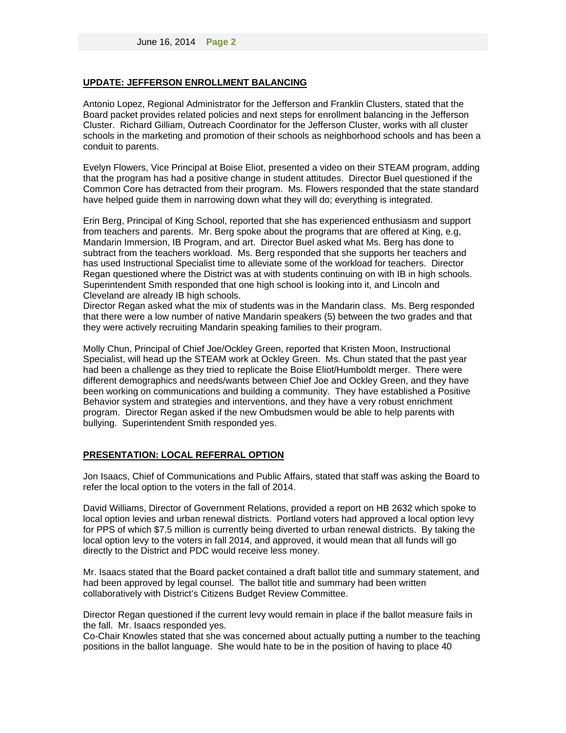## UPDATE: JEFFERSON ENROLLMENT BALANCING

Antonio Lopez, Regional Administrator for the Jefferson and Franklin Clusters, stated that the Board packet provides related policies and next steps for enrollment balancing in the Jefferson Cluster. Richard Gilliam, Outreach Coordinator for the Jefferson Cluster, works with all cluster schools in the marketing and promotion of their schools as neighborhood schools and has been a conduit to parents.

Evelyn Flowers, Vice Principal at Boise Eliot, presented a video on their STEAM program, adding that the program has had a positive change in student attitudes. Director Buel questioned if the Common Core has detracted from their program. Ms. Flowers responded that the state standard have helped guide them in narrowing down what they will do; everything is integrated.

Erin Berg, Principal of King School, reported that she has experienced enthusiasm and support from teachers and parents. Mr. Berg spoke about the programs that are offered at King, e.g, Mandarin Immersion, IB Program, and art. Director Buel asked what Ms. Berg has done to subtract from the teachers workload. Ms. Berg responded that she supports her teachers and has used Instructional Specialist time to alleviate some of the workload for teachers. Director Regan questioned where the District was at with students continuing on with IB in high schools. Superintendent Smith responded that one high school is looking into it, and Lincoln and Cleveland are already IB high schools.
Director Regan asked what the mix of students was in the Mandarin class. Ms. Berg responded that there were a low number of native Mandarin speakers (5) between the two grades and that they were actively recruiting Mandarin speaking families to their program.

Molly Chun, Principal of Chief Joe/Ockley Green, reported that Kristen Moon, Instructional Specialist, will head up the STEAM work at Ockley Green. Ms. Chun stated that the past year had been a challenge as they tried to replicate the Boise Eliot/Humboldt merger. There were different demographics and needs/wants between Chief Joe and Ockley Green, and they have been working on communications and building a community. They have established a Positive Behavior system and strategies and interventions, and they have a very robust enrichment program. Director Regan asked if the new Ombudsmen would be able to help parents with bullying. Superintendent Smith responded yes.

## PRESENTATION: LOCAL REFERRAL OPTION

Jon Isaacs, Chief of Communications and Public Affairs, stated that staff was asking the Board to refer the local option to the voters in the fall of 2014.

David Williams, Director of Government Relations, provided a report on HB 2632 which spoke to local option levies and urban renewal districts. Portland voters had approved a local option levy for PPS of which $7.5 million is currently being diverted to urban renewal districts. By taking the local option levy to the voters in fall 2014, and approved, it would mean that all funds will go directly to the District and PDC would receive less money.

Mr. Isaacs stated that the Board packet contained a draft ballot title and summary statement, and had been approved by legal counsel. The ballot title and summary had been written collaboratively with District's Citizens Budget Review Committee.

Director Regan questioned if the current levy would remain in place if the ballot measure fails in the fall. Mr. Isaacs responded yes.
Co-Chair Knowles stated that she was concerned about actually putting a number to the teaching positions in the ballot language. She would hate to be in the position of having to place 40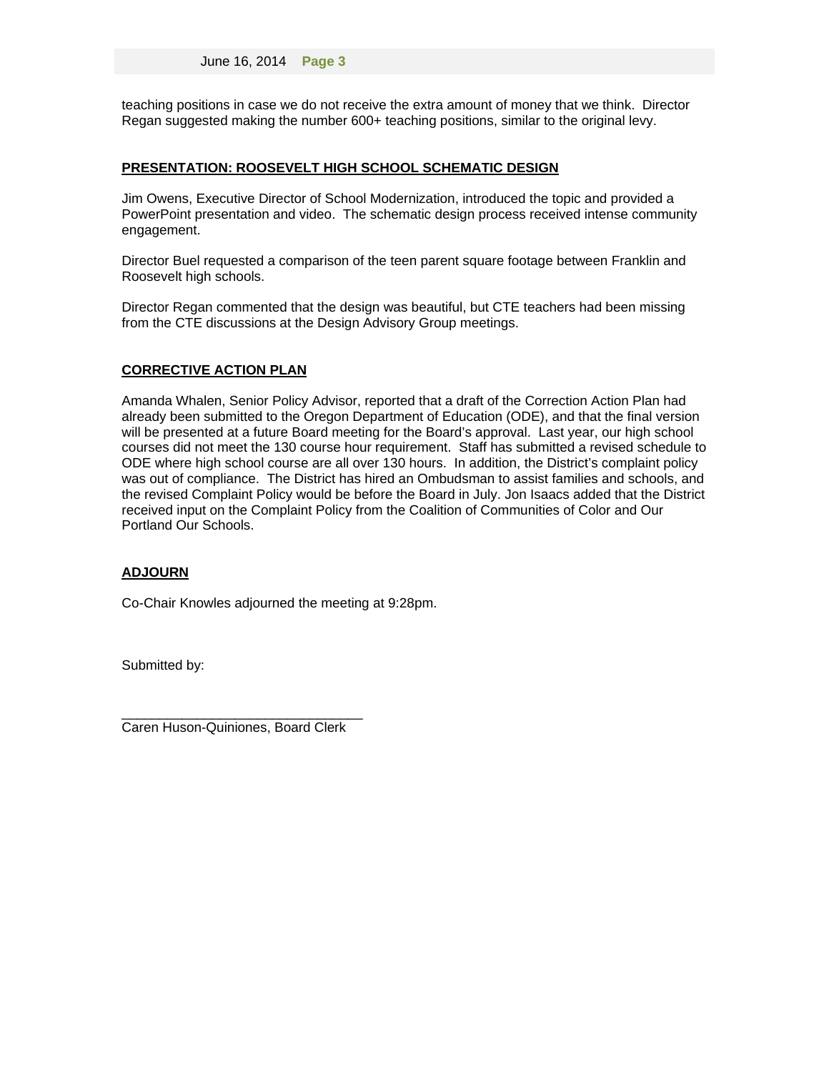teaching positions in case we do not receive the extra amount of money that we think. Director Regan suggested making the number 600+ teaching positions, similar to the original levy.

## PRESENTATION: ROOSEVELT HIGH SCHOOL SCHEMATIC DESIGN

Jim Owens, Executive Director of School Modernization, introduced the topic and provided a PowerPoint presentation and video. The schematic design process received intense community engagement.

Director Buel requested a comparison of the teen parent square footage between Franklin and Roosevelt high schools.

Director Regan commented that the design was beautiful, but CTE teachers had been missing from the CTE discussions at the Design Advisory Group meetings.

## CORRECTIVE ACTION PLAN

Amanda Whalen, Senior Policy Advisor, reported that a draft of the Correction Action Plan had already been submitted to the Oregon Department of Education (ODE), and that the final version will be presented at a future Board meeting for the Board's approval. Last year, our high school courses did not meet the 130 course hour requirement. Staff has submitted a revised schedule to ODE where high school course are all over 130 hours. In addition, the District's complaint policy was out of compliance. The District has hired an Ombudsman to assist families and schools, and the revised Complaint Policy would be before the Board in July. Jon Isaacs added that the District received input on the Complaint Policy from the Coalition of Communities of Color and Our Portland Our Schools.

## ADJOURN

Co-Chair Knowles adjourned the meeting at 9:28pm.

Submitted by:

________________________________
Caren Huson-Quiniones, Board Clerk